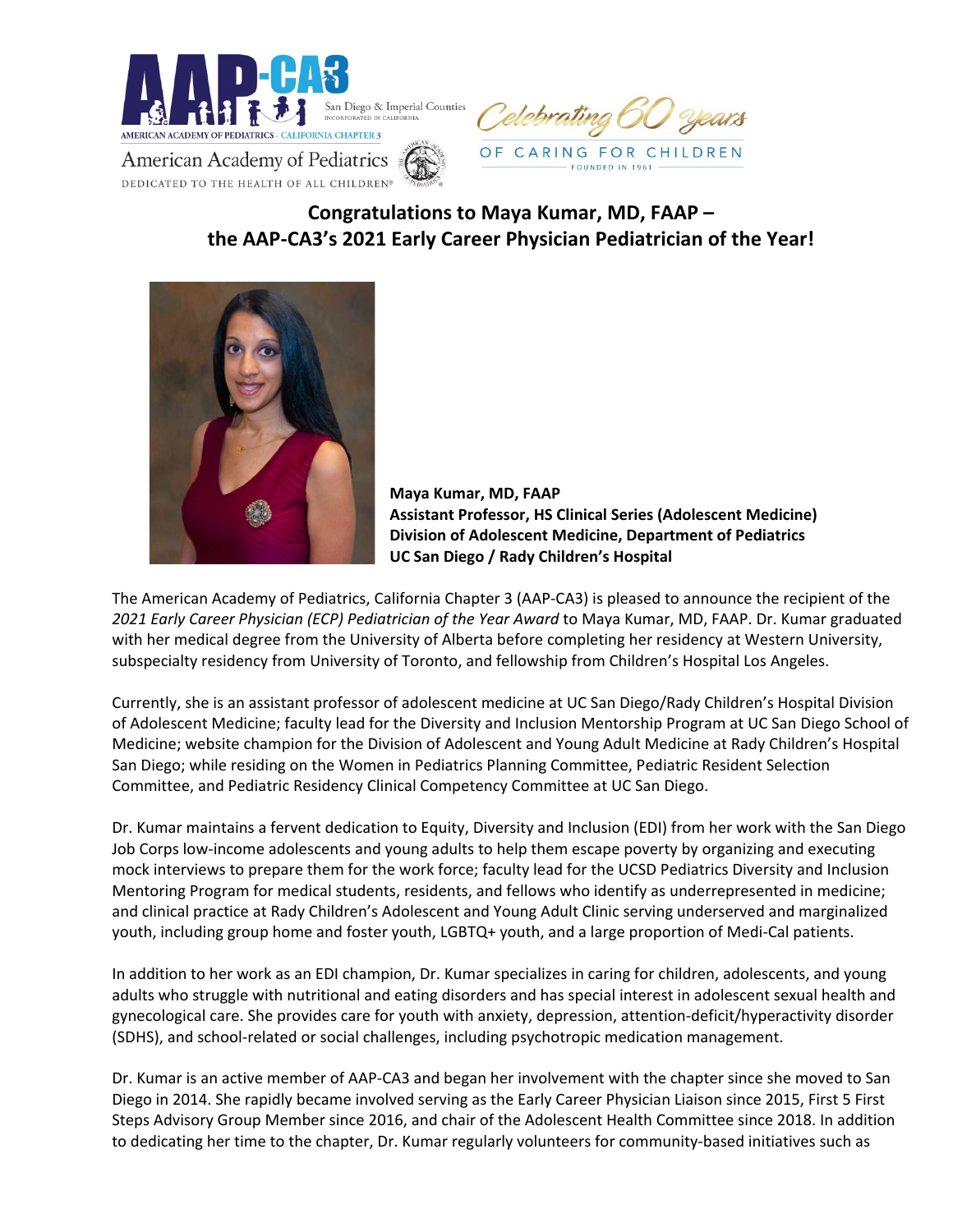AAP-CA3 San Diego & Imperial Counties INCORPORATED IN CALIFORNIA

AMERICAN ACADEMY OF PEDIATRICS - CALIFORNIA CHAPTER 3

American Academy of Pediatrics

DEDICATED TO THE HEALTH OF ALL CHILDREN®

Celebrating 60 years OF CARING FOR CHILDREN FOUNDED IN 1961

## Congratulations to Maya Kumar, MD, FAAP – the AAP-CA3's 2021 Early Career Physician Pediatrician of the Year!

**Maya Kumar, MD, FAAP**
**Assistant Professor, HS Clinical Series (Adolescent Medicine)**
**Division of Adolescent Medicine, Department of Pediatrics**
**UC San Diego / Rady Children's Hospital**

The American Academy of Pediatrics, California Chapter 3 (AAP-CA3) is pleased to announce the recipient of the *2021 Early Career Physician (ECP) Pediatrician of the Year Award* to Maya Kumar, MD, FAAP. Dr. Kumar graduated with her medical degree from the University of Alberta before completing her residency at Western University, subspecialty residency from University of Toronto, and fellowship from Children's Hospital Los Angeles.

Currently, she is an assistant professor of adolescent medicine at UC San Diego/Rady Children's Hospital Division of Adolescent Medicine; faculty lead for the Diversity and Inclusion Mentorship Program at UC San Diego School of Medicine; website champion for the Division of Adolescent and Young Adult Medicine at Rady Children's Hospital San Diego; while residing on the Women in Pediatrics Planning Committee, Pediatric Resident Selection Committee, and Pediatric Residency Clinical Competency Committee at UC San Diego.

Dr. Kumar maintains a fervent dedication to Equity, Diversity and Inclusion (EDI) from her work with the San Diego Job Corps low-income adolescents and young adults to help them escape poverty by organizing and executing mock interviews to prepare them for the work force; faculty lead for the UCSD Pediatrics Diversity and Inclusion Mentoring Program for medical students, residents, and fellows who identify as underrepresented in medicine; and clinical practice at Rady Children's Adolescent and Young Adult Clinic serving underserved and marginalized youth, including group home and foster youth, LGBTQ+ youth, and a large proportion of Medi-Cal patients.

In addition to her work as an EDI champion, Dr. Kumar specializes in caring for children, adolescents, and young adults who struggle with nutritional and eating disorders and has special interest in adolescent sexual health and gynecological care. She provides care for youth with anxiety, depression, attention-deficit/hyperactivity disorder (SDHS), and school-related or social challenges, including psychotropic medication management.

Dr. Kumar is an active member of AAP-CA3 and began her involvement with the chapter since she moved to San Diego in 2014. She rapidly became involved serving as the Early Career Physician Liaison since 2015, First 5 First Steps Advisory Group Member since 2016, and chair of the Adolescent Health Committee since 2018. In addition to dedicating her time to the chapter, Dr. Kumar regularly volunteers for community-based initiatives such as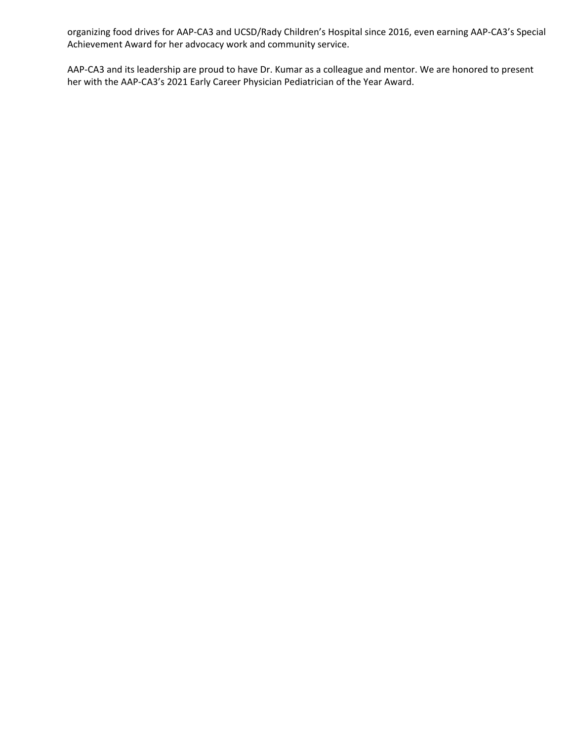organizing food drives for AAP-CA3 and UCSD/Rady Children's Hospital since 2016, even earning AAP-CA3's Special Achievement Award for her advocacy work and community service.

AAP-CA3 and its leadership are proud to have Dr. Kumar as a colleague and mentor. We are honored to present her with the AAP-CA3's 2021 Early Career Physician Pediatrician of the Year Award.